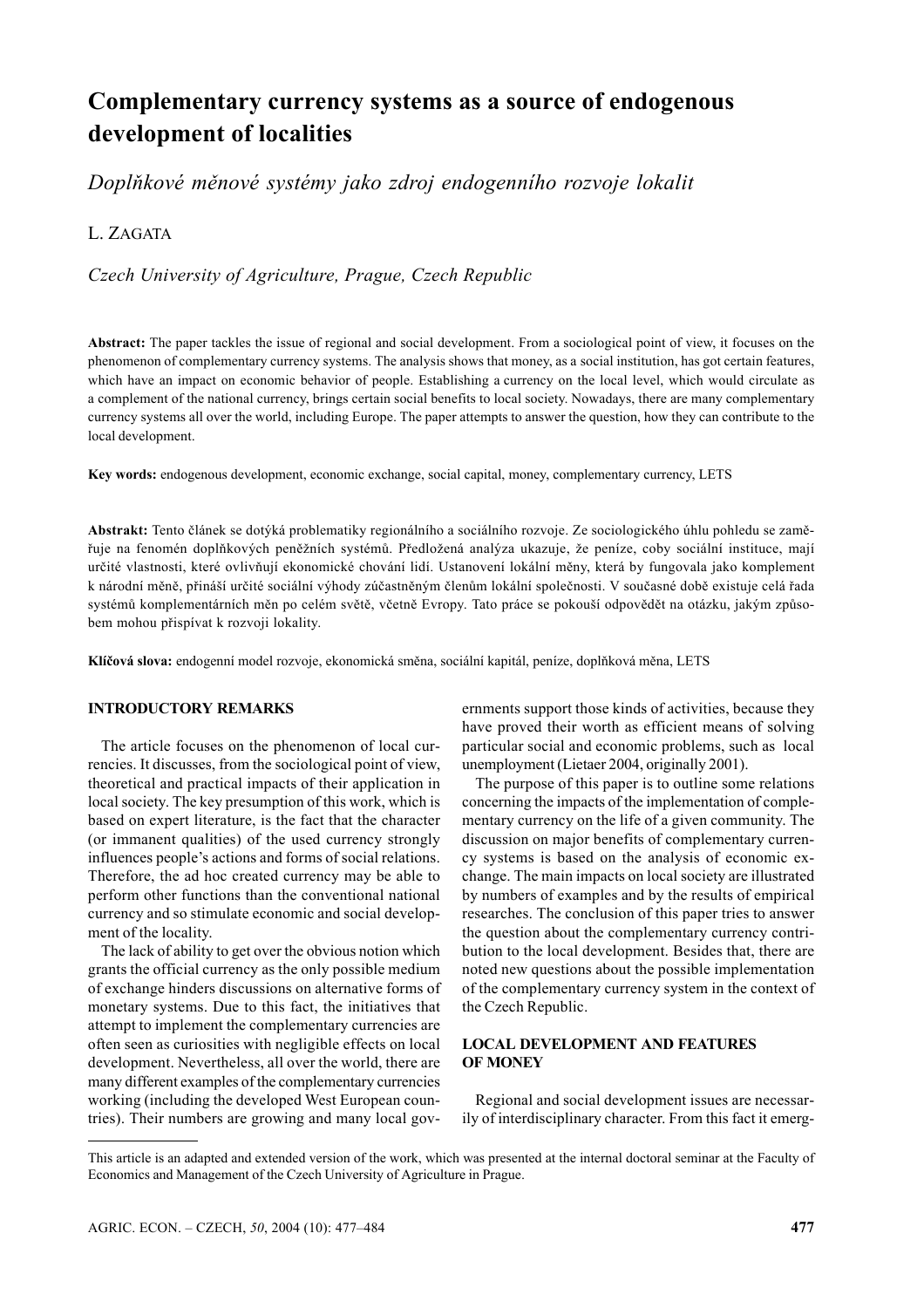# Complementary currency systems as a source of endogenous development of localities

*Doplňkové měnové systémy jako zdroj endogenního rozvoje lokalit*

L. ZAGATA

*Czech University of Agriculture, Prague, Czech Republic*

**Abstract:** The paper tackles the issue of regional and social development. From a sociological point of view, it focuses on the phenomenon of complementary currency systems. The analysis shows that money, as a social institution, has got certain features, which have an impact on economic behavior of people. Establishing a currency on the local level, which would circulate as a complement of the national currency, brings certain social benefits to local society. Nowadays, there are many complementary currency systems all over the world, including Europe. The paper attempts to answer the question, how they can contribute to the local development.

**Key words:** endogenous development, economic exchange, social capital, money, complementary currency, LETS

**Abstrakt:** Tento článek se dotýká problematiky regionálního a sociálního rozvoje. Ze sociologického úhlu pohledu se zaměřuje na fenomén doplňkových peněžních systémů. Předložená analýza ukazuje, že peníze, coby sociální instituce, mají určité vlastnosti, které ovlivňují ekonomické chování lidí. Ustanovení lokální měny, která by fungovala jako komplement k národní měně, přináší určité sociální výhody zúčastněným členům lokální společnosti. V současné době existuje celá řada systémů komplementárních měn po celém světě, včetně Evropy. Tato práce se pokouší odpovědět na otázku, jakým způsobem mohou přispívat k rozvoji lokality.

**Klíčová slova:** endogenní model rozvoje, ekonomická směna, sociální kapitál, peníze, doplňková měna, LETS

## INTRODUCTORY REMARKS

The article focuses on the phenomenon of local currencies. It discusses, from the sociological point of view, theoretical and practical impacts of their application in local society. The key presumption of this work, which is based on expert literature, is the fact that the character (or immanent qualities) of the used currency strongly influences people's actions and forms of social relations. Therefore, the ad hoc created currency may be able to perform other functions than the conventional national currency and so stimulate economic and social development of the locality.

The lack of ability to get over the obvious notion which grants the official currency as the only possible medium of exchange hinders discussions on alternative forms of monetary systems. Due to this fact, the initiatives that attempt to implement the complementary currencies are often seen as curiosities with negligible effects on local development. Nevertheless, all over the world, there are many different examples of the complementary currencies working (including the developed West European countries). Their numbers are growing and many local governments support those kinds of activities, because they have proved their worth as efficient means of solving particular social and economic problems, such as local unemployment (Lietaer 2004, originally 2001).

The purpose of this paper is to outline some relations concerning the impacts of the implementation of complementary currency on the life of a given community. The discussion on major benefits of complementary currency systems is based on the analysis of economic exchange. The main impacts on local society are illustrated by numbers of examples and by the results of empirical researches. The conclusion of this paper tries to answer the question about the complementary currency contribution to the local development. Besides that, there are noted new questions about the possible implementation of the complementary currency system in the context of the Czech Republic.

## LOCAL DEVELOPMENT AND FEATURES OF MONEY

Regional and social development issues are necessarily of interdisciplinary character. From this fact it emerg-

This article is an adapted and extended version of the work, which was presented at the internal doctoral seminar at the Faculty of Economics and Management of the Czech University of Agriculture in Prague.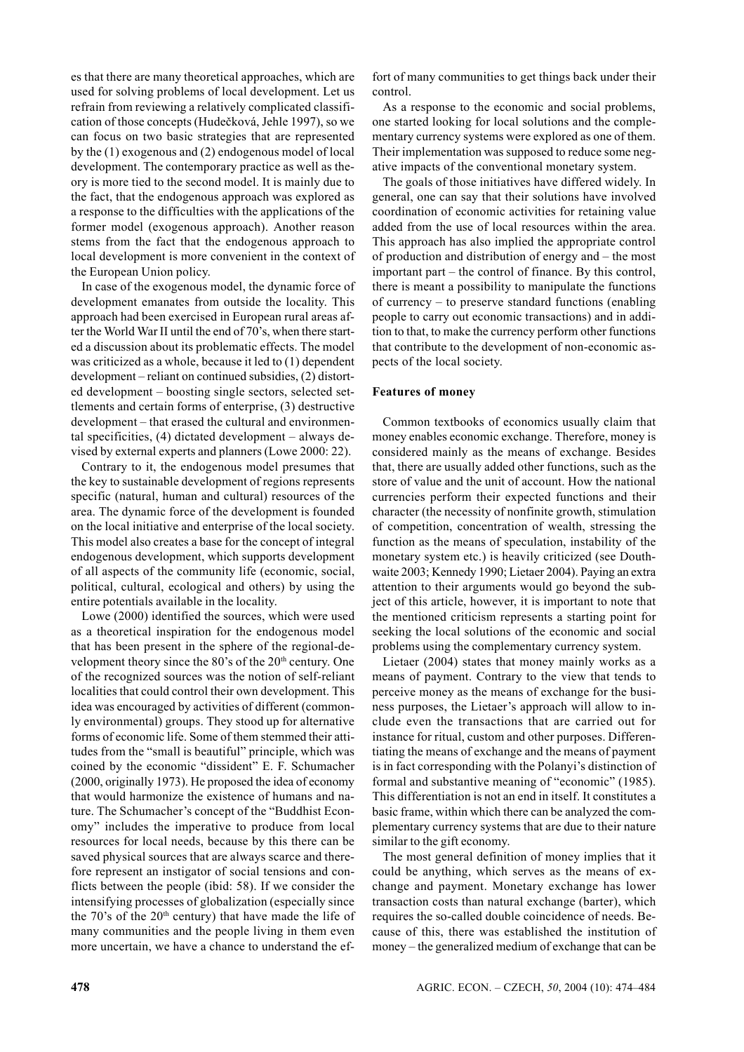es that there are many theoretical approaches, which are used for solving problems of local development. Let us refrain from reviewing a relatively complicated classification of those concepts (Hudečková, Jehle 1997), so we can focus on two basic strategies that are represented by the (1) exogenous and (2) endogenous model of local development. The contemporary practice as well as theory is more tied to the second model. It is mainly due to the fact, that the endogenous approach was explored as a response to the difficulties with the applications of the former model (exogenous approach). Another reason stems from the fact that the endogenous approach to local development is more convenient in the context of the European Union policy.

In case of the exogenous model, the dynamic force of development emanates from outside the locality. This approach had been exercised in European rural areas after the World War II until the end of 70's, when there started a discussion about its problematic effects. The model was criticized as a whole, because it led to (1) dependent development – reliant on continued subsidies, (2) distorted development – boosting single sectors, selected settlements and certain forms of enterprise, (3) destructive development – that erased the cultural and environmental specificities, (4) dictated development – always devised by external experts and planners (Lowe 2000: 22).

Contrary to it, the endogenous model presumes that the key to sustainable development of regions represents specific (natural, human and cultural) resources of the area. The dynamic force of the development is founded on the local initiative and enterprise of the local society. This model also creates a base for the concept of integral endogenous development, which supports development of all aspects of the community life (economic, social, political, cultural, ecological and others) by using the entire potentials available in the locality.

Lowe (2000) identified the sources, which were used as a theoretical inspiration for the endogenous model that has been present in the sphere of the regional-development theory since the 80's of the 20th century. One of the recognized sources was the notion of self-reliant localities that could control their own development. This idea was encouraged by activities of different (commonly environmental) groups. They stood up for alternative forms of economic life. Some of them stemmed their attitudes from the "small is beautiful" principle, which was coined by the economic "dissident" E. F. Schumacher (2000, originally 1973). He proposed the idea of economy that would harmonize the existence of humans and nature. The Schumacher's concept of the "Buddhist Economy" includes the imperative to produce from local resources for local needs, because by this there can be saved physical sources that are always scarce and therefore represent an instigator of social tensions and conflicts between the people (ibid: 58). If we consider the intensifying processes of globalization (especially since the 70's of the 20th century) that have made the life of many communities and the people living in them even more uncertain, we have a chance to understand the effort of many communities to get things back under their control.

As a response to the economic and social problems, one started looking for local solutions and the complementary currency systems were explored as one of them. Their implementation was supposed to reduce some negative impacts of the conventional monetary system.

The goals of those initiatives have differed widely. In general, one can say that their solutions have involved coordination of economic activities for retaining value added from the use of local resources within the area. This approach has also implied the appropriate control of production and distribution of energy and – the most important part – the control of finance. By this control, there is meant a possibility to manipulate the functions of currency – to preserve standard functions (enabling people to carry out economic transactions) and in addition to that, to make the currency perform other functions that contribute to the development of non-economic aspects of the local society.

**Features of money**

Common textbooks of economics usually claim that money enables economic exchange. Therefore, money is considered mainly as the means of exchange. Besides that, there are usually added other functions, such as the store of value and the unit of account. How the national currencies perform their expected functions and their character (the necessity of nonfinite growth, stimulation of competition, concentration of wealth, stressing the function as the means of speculation, instability of the monetary system etc.) is heavily criticized (see Douthwaite 2003; Kennedy 1990; Lietaer 2004). Paying an extra attention to their arguments would go beyond the subject of this article, however, it is important to note that the mentioned criticism represents a starting point for seeking the local solutions of the economic and social problems using the complementary currency system.

Lietaer (2004) states that money mainly works as a means of payment. Contrary to the view that tends to perceive money as the means of exchange for the business purposes, the Lietaer's approach will allow to include even the transactions that are carried out for instance for ritual, custom and other purposes. Differentiating the means of exchange and the means of payment is in fact corresponding with the Polanyi's distinction of formal and substantive meaning of "economic" (1985). This differentiation is not an end in itself. It constitutes a basic frame, within which there can be analyzed the complementary currency systems that are due to their nature similar to the gift economy.

The most general definition of money implies that it could be anything, which serves as the means of exchange and payment. Monetary exchange has lower transaction costs than natural exchange (barter), which requires the so-called double coincidence of needs. Because of this, there was established the institution of money – the generalized medium of exchange that can be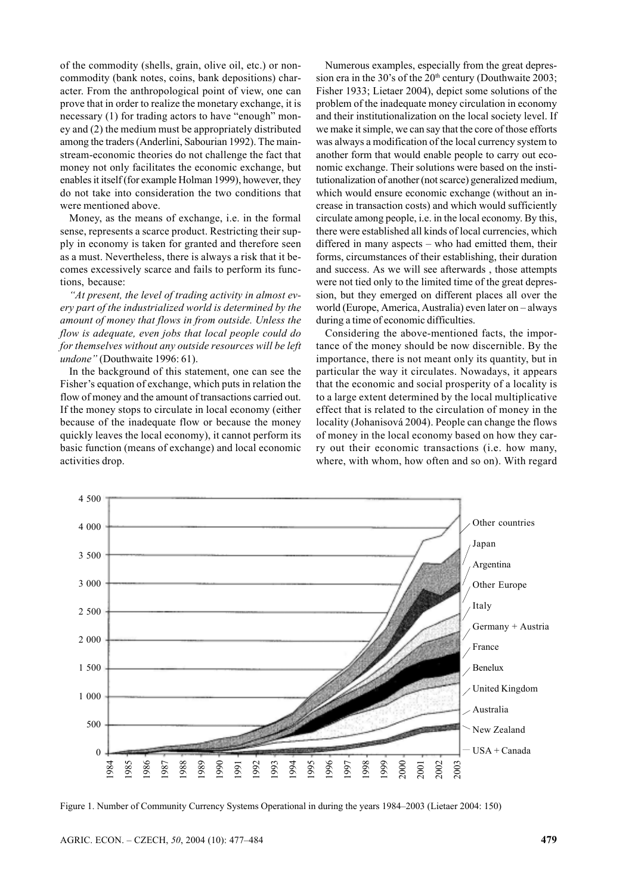of the commodity (shells, grain, olive oil, etc.) or non-commodity (bank notes, coins, bank depositions) character. From the anthropological point of view, one can prove that in order to realize the monetary exchange, it is necessary (1) for trading actors to have "enough" money and (2) the medium must be appropriately distributed among the traders (Anderlini, Sabourian 1992). The mainstream-economic theories do not challenge the fact that money not only facilitates the economic exchange, but enables it itself (for example Holman 1999), however, they do not take into consideration the two conditions that were mentioned above.

Money, as the means of exchange, i.e. in the formal sense, represents a scarce product. Restricting their supply in economy is taken for granted and therefore seen as a must. Nevertheless, there is always a risk that it becomes excessively scarce and fails to perform its functions, because:

*"At present, the level of trading activity in almost every part of the industrialized world is determined by the amount of money that flows in from outside. Unless the flow is adequate, even jobs that local people could do for themselves without any outside resources will be left undone"* (Douthwaite 1996: 61).

In the background of this statement, one can see the Fisher's equation of exchange, which puts in relation the flow of money and the amount of transactions carried out. If the money stops to circulate in local economy (either because of the inadequate flow or because the money quickly leaves the local economy), it cannot perform its basic function (means of exchange) and local economic activities drop.

Numerous examples, especially from the great depression era in the 30's of the 20[th] century (Douthwaite 2003; Fisher 1933; Lietaer 2004), depict some solutions of the problem of the inadequate money circulation in economy and their institutionalization on the local society level. If we make it simple, we can say that the core of those efforts was always a modification of the local currency system to another form that would enable people to carry out economic exchange. Their solutions were based on the institutionalization of another (not scarce) generalized medium, which would ensure economic exchange (without an increase in transaction costs) and which would sufficiently circulate among people, i.e. in the local economy. By this, there were established all kinds of local currencies, which differed in many aspects – who had emitted them, their forms, circumstances of their establishing, their duration and success. As we will see afterwards , those attempts were not tied only to the limited time of the great depression, but they emerged on different places all over the world (Europe, America, Australia) even later on – always during a time of economic difficulties.

Considering the above-mentioned facts, the importance of the money should be now discernible. By the importance, there is not meant only its quantity, but in particular the way it circulates. Nowadays, it appears that the economic and social prosperity of a locality is to a large extent determined by the local multiplicative effect that is related to the circulation of money in the locality (Johanisová 2004). People can change the flows of money in the local economy based on how they carry out their economic transactions (i.e. how many, where, with whom, how often and so on). With regard

Figure 1. Number of Community Currency Systems Operational in during the years 1984–2003 (Lietaer 2004: 150)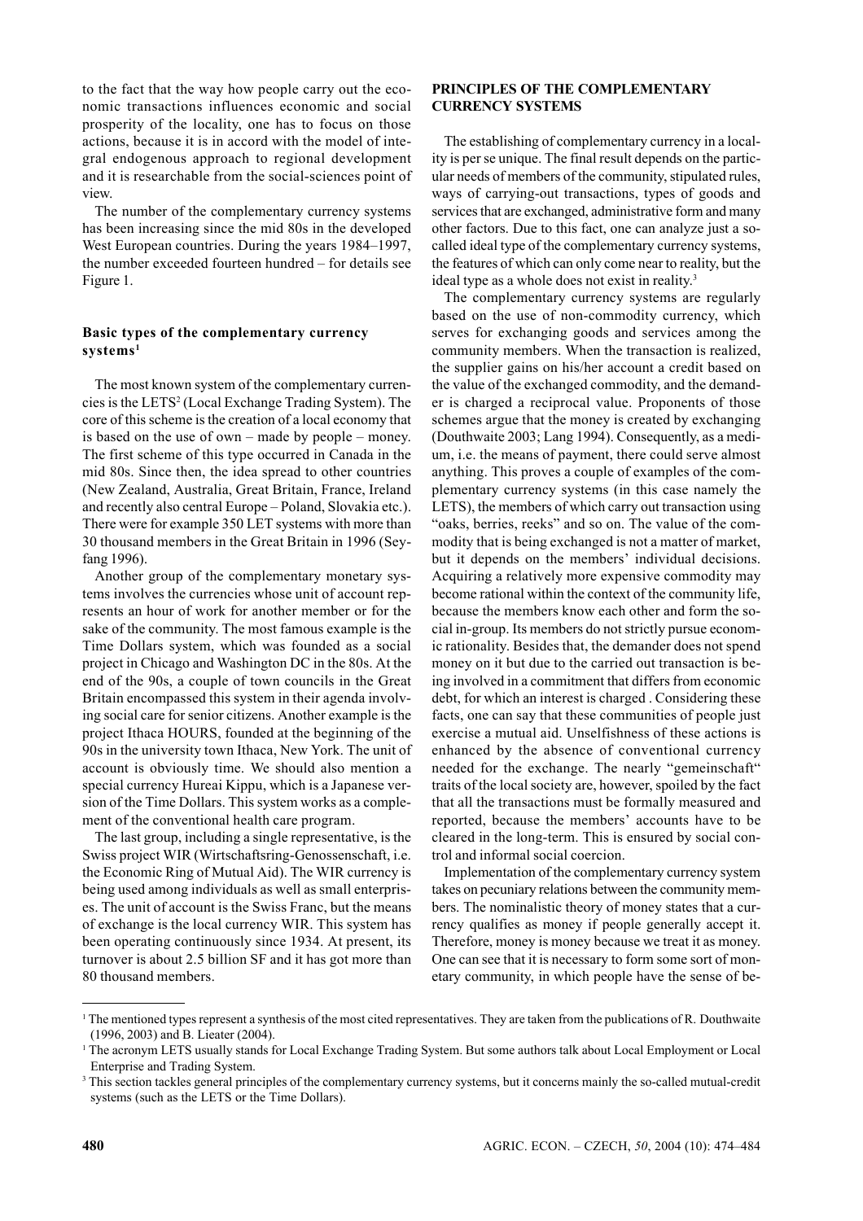to the fact that the way how people carry out the economic transactions influences economic and social prosperity of the locality, one has to focus on those actions, because it is in accord with the model of integral endogenous approach to regional development and it is researchable from the social-sciences point of view.

The number of the complementary currency systems has been increasing since the mid 80s in the developed West European countries. During the years 1984–1997, the number exceeded fourteen hundred – for details see Figure 1.

### Basic types of the complementary currency systems[1]

The most known system of the complementary currencies is the LETS[2] (Local Exchange Trading System). The core of this scheme is the creation of a local economy that is based on the use of own – made by people – money. The first scheme of this type occurred in Canada in the mid 80s. Since then, the idea spread to other countries (New Zealand, Australia, Great Britain, France, Ireland and recently also central Europe – Poland, Slovakia etc.). There were for example 350 LET systems with more than 30 thousand members in the Great Britain in 1996 (Seyfang 1996).

Another group of the complementary monetary systems involves the currencies whose unit of account represents an hour of work for another member or for the sake of the community. The most famous example is the Time Dollars system, which was founded as a social project in Chicago and Washington DC in the 80s. At the end of the 90s, a couple of town councils in the Great Britain encompassed this system in their agenda involving social care for senior citizens. Another example is the project Ithaca HOURS, founded at the beginning of the 90s in the university town Ithaca, New York. The unit of account is obviously time. We should also mention a special currency Hureai Kippu, which is a Japanese version of the Time Dollars. This system works as a complement of the conventional health care program.

The last group, including a single representative, is the Swiss project WIR (Wirtschaftsring-Genossenschaft, i.e. the Economic Ring of Mutual Aid). The WIR currency is being used among individuals as well as small enterprises. The unit of account is the Swiss Franc, but the means of exchange is the local currency WIR. This system has been operating continuously since 1934. At present, its turnover is about 2.5 billion SF and it has got more than 80 thousand members.

## PRINCIPLES OF THE COMPLEMENTARY CURRENCY SYSTEMS

The establishing of complementary currency in a locality is per se unique. The final result depends on the particular needs of members of the community, stipulated rules, ways of carrying-out transactions, types of goods and services that are exchanged, administrative form and many other factors. Due to this fact, one can analyze just a so-called ideal type of the complementary currency systems, the features of which can only come near to reality, but the ideal type as a whole does not exist in reality.[3]

The complementary currency systems are regularly based on the use of non-commodity currency, which serves for exchanging goods and services among the community members. When the transaction is realized, the supplier gains on his/her account a credit based on the value of the exchanged commodity, and the demander is charged a reciprocal value. Proponents of those schemes argue that the money is created by exchanging (Douthwaite 2003; Lang 1994). Consequently, as a medium, i.e. the means of payment, there could serve almost anything. This proves a couple of examples of the complementary currency systems (in this case namely the LETS), the members of which carry out transaction using "oaks, berries, reeks" and so on. The value of the commodity that is being exchanged is not a matter of market, but it depends on the members' individual decisions. Acquiring a relatively more expensive commodity may become rational within the context of the community life, because the members know each other and form the social in-group. Its members do not strictly pursue economic rationality. Besides that, the demander does not spend money on it but due to the carried out transaction is being involved in a commitment that differs from economic debt, for which an interest is charged . Considering these facts, one can say that these communities of people just exercise a mutual aid. Unselfishness of these actions is enhanced by the absence of conventional currency needed for the exchange. The nearly "gemeinschaft" traits of the local society are, however, spoiled by the fact that all the transactions must be formally measured and reported, because the members' accounts have to be cleared in the long-term. This is ensured by social control and informal social coercion.

Implementation of the complementary currency system takes on pecuniary relations between the community members. The nominalistic theory of money states that a currency qualifies as money if people generally accept it. Therefore, money is money because we treat it as money. One can see that it is necessary to form some sort of monetary community, in which people have the sense of be-

---

[1] The mentioned types represent a synthesis of the most cited representatives. They are taken from the publications of R. Douthwaite (1996, 2003) and B. Lieater (2004).

[1] The acronym LETS usually stands for Local Exchange Trading System. But some authors talk about Local Employment or Local Enterprise and Trading System.

[3] This section tackles general principles of the complementary currency systems, but it concerns mainly the so-called mutual-credit systems (such as the LETS or the Time Dollars).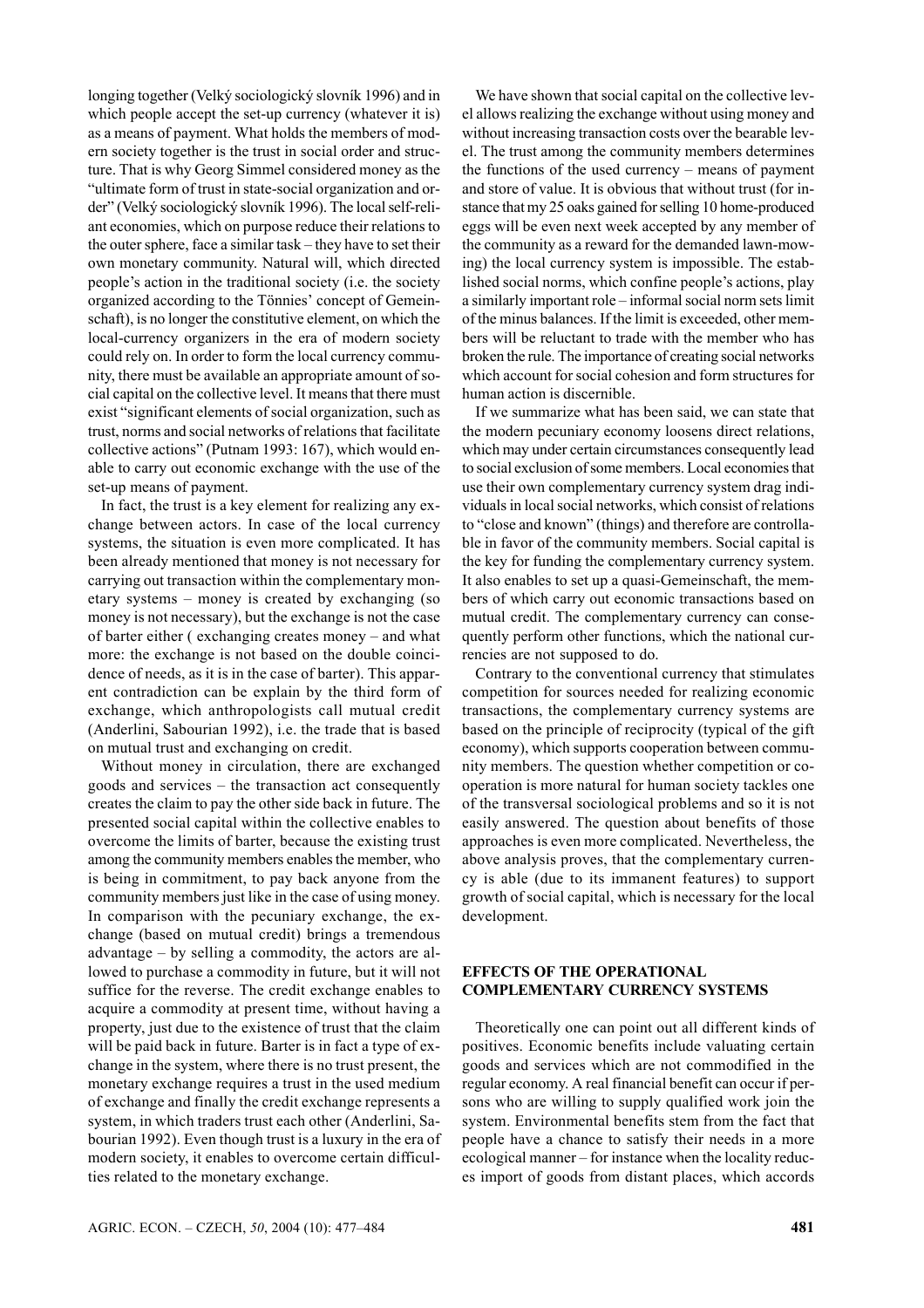longing together (Velký sociologický slovník 1996) and in which people accept the set-up currency (whatever it is) as a means of payment. What holds the members of modern society together is the trust in social order and structure. That is why Georg Simmel considered money as the "ultimate form of trust in state-social organization and order" (Velký sociologický slovník 1996). The local self-reliant economies, which on purpose reduce their relations to the outer sphere, face a similar task – they have to set their own monetary community. Natural will, which directed people's action in the traditional society (i.e. the society organized according to the Tönnies' concept of Gemeinschaft), is no longer the constitutive element, on which the local-currency organizers in the era of modern society could rely on. In order to form the local currency community, there must be available an appropriate amount of social capital on the collective level. It means that there must exist "significant elements of social organization, such as trust, norms and social networks of relations that facilitate collective actions" (Putnam 1993: 167), which would enable to carry out economic exchange with the use of the set-up means of payment.

In fact, the trust is a key element for realizing any exchange between actors. In case of the local currency systems, the situation is even more complicated. It has been already mentioned that money is not necessary for carrying out transaction within the complementary monetary systems – money is created by exchanging (so money is not necessary), but the exchange is not the case of barter either ( exchanging creates money – and what more: the exchange is not based on the double coincidence of needs, as it is in the case of barter). This apparent contradiction can be explain by the third form of exchange, which anthropologists call mutual credit (Anderlini, Sabourian 1992), i.e. the trade that is based on mutual trust and exchanging on credit.

Without money in circulation, there are exchanged goods and services – the transaction act consequently creates the claim to pay the other side back in future. The presented social capital within the collective enables to overcome the limits of barter, because the existing trust among the community members enables the member, who is being in commitment, to pay back anyone from the community members just like in the case of using money. In comparison with the pecuniary exchange, the exchange (based on mutual credit) brings a tremendous advantage – by selling a commodity, the actors are allowed to purchase a commodity in future, but it will not suffice for the reverse. The credit exchange enables to acquire a commodity at present time, without having a property, just due to the existence of trust that the claim will be paid back in future. Barter is in fact a type of exchange in the system, where there is no trust present, the monetary exchange requires a trust in the used medium of exchange and finally the credit exchange represents a system, in which traders trust each other (Anderlini, Sabourian 1992). Even though trust is a luxury in the era of modern society, it enables to overcome certain difficulties related to the monetary exchange.

We have shown that social capital on the collective level allows realizing the exchange without using money and without increasing transaction costs over the bearable level. The trust among the community members determines the functions of the used currency – means of payment and store of value. It is obvious that without trust (for instance that my 25 oaks gained for selling 10 home-produced eggs will be even next week accepted by any member of the community as a reward for the demanded lawn-mowing) the local currency system is impossible. The established social norms, which confine people's actions, play a similarly important role – informal social norm sets limit of the minus balances. If the limit is exceeded, other members will be reluctant to trade with the member who has broken the rule. The importance of creating social networks which account for social cohesion and form structures for human action is discernible.

If we summarize what has been said, we can state that the modern pecuniary economy loosens direct relations, which may under certain circumstances consequently lead to social exclusion of some members. Local economies that use their own complementary currency system drag individuals in local social networks, which consist of relations to "close and known" (things) and therefore are controllable in favor of the community members. Social capital is the key for funding the complementary currency system. It also enables to set up a quasi-Gemeinschaft, the members of which carry out economic transactions based on mutual credit. The complementary currency can consequently perform other functions, which the national currencies are not supposed to do.

Contrary to the conventional currency that stimulates competition for sources needed for realizing economic transactions, the complementary currency systems are based on the principle of reciprocity (typical of the gift economy), which supports cooperation between community members. The question whether competition or cooperation is more natural for human society tackles one of the transversal sociological problems and so it is not easily answered. The question about benefits of those approaches is even more complicated. Nevertheless, the above analysis proves, that the complementary currency is able (due to its immanent features) to support growth of social capital, which is necessary for the local development.

## EFFECTS OF THE OPERATIONAL COMPLEMENTARY CURRENCY SYSTEMS

Theoretically one can point out all different kinds of positives. Economic benefits include valuating certain goods and services which are not commodified in the regular economy. A real financial benefit can occur if persons who are willing to supply qualified work join the system. Environmental benefits stem from the fact that people have a chance to satisfy their needs in a more ecological manner – for instance when the locality reduces import of goods from distant places, which accords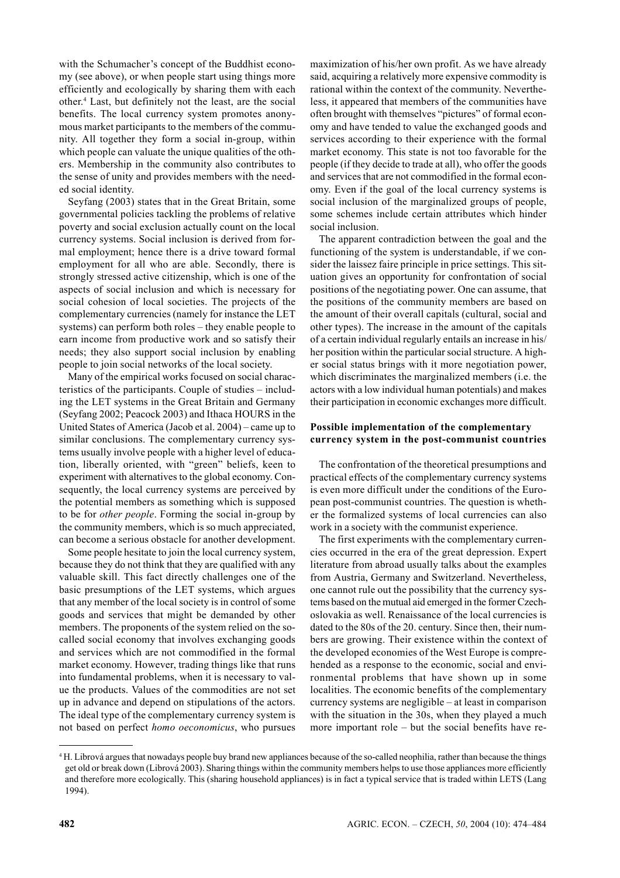with the Schumacher's concept of the Buddhist economy (see above), or when people start using things more efficiently and ecologically by sharing them with each other.[4] Last, but definitely not the least, are the social benefits. The local currency system promotes anonymous market participants to the members of the community. All together they form a social in-group, within which people can valuate the unique qualities of the others. Membership in the community also contributes to the sense of unity and provides members with the needed social identity.

Seyfang (2003) states that in the Great Britain, some governmental policies tackling the problems of relative poverty and social exclusion actually count on the local currency systems. Social inclusion is derived from formal employment; hence there is a drive toward formal employment for all who are able. Secondly, there is strongly stressed active citizenship, which is one of the aspects of social inclusion and which is necessary for social cohesion of local societies. The projects of the complementary currencies (namely for instance the LET systems) can perform both roles – they enable people to earn income from productive work and so satisfy their needs; they also support social inclusion by enabling people to join social networks of the local society.

Many of the empirical works focused on social characteristics of the participants. Couple of studies – including the LET systems in the Great Britain and Germany (Seyfang 2002; Peacock 2003) and Ithaca HOURS in the United States of America (Jacob et al. 2004) – came up to similar conclusions. The complementary currency systems usually involve people with a higher level of education, liberally oriented, with "green" beliefs, keen to experiment with alternatives to the global economy. Consequently, the local currency systems are perceived by the potential members as something which is supposed to be for *other people*. Forming the social in-group by the community members, which is so much appreciated, can become a serious obstacle for another development.

Some people hesitate to join the local currency system, because they do not think that they are qualified with any valuable skill. This fact directly challenges one of the basic presumptions of the LET systems, which argues that any member of the local society is in control of some goods and services that might be demanded by other members. The proponents of the system relied on the so-called social economy that involves exchanging goods and services which are not commodified in the formal market economy. However, trading things like that runs into fundamental problems, when it is necessary to value the products. Values of the commodities are not set up in advance and depend on stipulations of the actors. The ideal type of the complementary currency system is not based on perfect *homo oeconomicus*, who pursues maximization of his/her own profit. As we have already said, acquiring a relatively more expensive commodity is rational within the context of the community. Nevertheless, it appeared that members of the communities have often brought with themselves "pictures" of formal economy and have tended to value the exchanged goods and services according to their experience with the formal market economy. This state is not too favorable for the people (if they decide to trade at all), who offer the goods and services that are not commodified in the formal economy. Even if the goal of the local currency systems is social inclusion of the marginalized groups of people, some schemes include certain attributes which hinder social inclusion.

The apparent contradiction between the goal and the functioning of the system is understandable, if we consider the laissez faire principle in price settings. This situation gives an opportunity for confrontation of social positions of the negotiating power. One can assume, that the positions of the community members are based on the amount of their overall capitals (cultural, social and other types). The increase in the amount of the capitals of a certain individual regularly entails an increase in his/her position within the particular social structure. A higher social status brings with it more negotiation power, which discriminates the marginalized members (i.e. the actors with a low individual human potentials) and makes their participation in economic exchanges more difficult.

**Possible implementation of the complementary currency system in the post-communist countries**

The confrontation of the theoretical presumptions and practical effects of the complementary currency systems is even more difficult under the conditions of the European post-communist countries. The question is whether the formalized systems of local currencies can also work in a society with the communist experience.

The first experiments with the complementary currencies occurred in the era of the great depression. Expert literature from abroad usually talks about the examples from Austria, Germany and Switzerland. Nevertheless, one cannot rule out the possibility that the currency systems based on the mutual aid emerged in the former Czechoslovakia as well. Renaissance of the local currencies is dated to the 80s of the 20. century. Since then, their numbers are growing. Their existence within the context of the developed economies of the West Europe is comprehended as a response to the economic, social and environmental problems that have shown up in some localities. The economic benefits of the complementary currency systems are negligible – at least in comparison with the situation in the 30s, when they played a much more important role – but the social benefits have re-

---

[4] H. Librová argues that nowadays people buy brand new appliances because of the so-called neophilia, rather than because the things get old or break down (Librová 2003). Sharing things within the community members helps to use those appliances more efficiently and therefore more ecologically. This (sharing household appliances) is in fact a typical service that is traded within LETS (Lang 1994).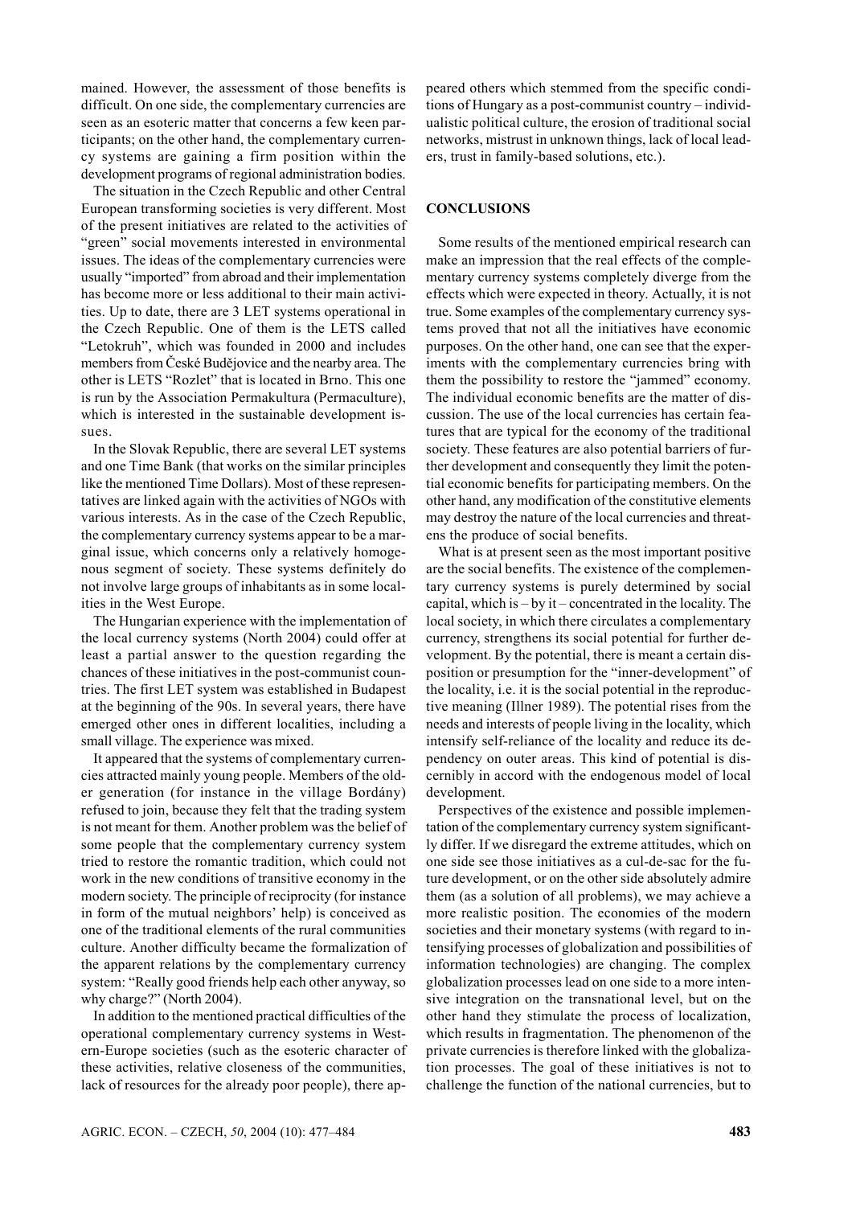mained. However, the assessment of those benefits is difficult. On one side, the complementary currencies are seen as an esoteric matter that concerns a few keen participants; on the other hand, the complementary currency systems are gaining a firm position within the development programs of regional administration bodies.

The situation in the Czech Republic and other Central European transforming societies is very different. Most of the present initiatives are related to the activities of "green" social movements interested in environmental issues. The ideas of the complementary currencies were usually "imported" from abroad and their implementation has become more or less additional to their main activities. Up to date, there are 3 LET systems operational in the Czech Republic. One of them is the LETS called "Letokruh", which was founded in 2000 and includes members from České Budějovice and the nearby area. The other is LETS "Rozlet" that is located in Brno. This one is run by the Association Permakultura (Permaculture), which is interested in the sustainable development issues.

In the Slovak Republic, there are several LET systems and one Time Bank (that works on the similar principles like the mentioned Time Dollars). Most of these representatives are linked again with the activities of NGOs with various interests. As in the case of the Czech Republic, the complementary currency systems appear to be a marginal issue, which concerns only a relatively homogenous segment of society. These systems definitely do not involve large groups of inhabitants as in some localities in the West Europe.

The Hungarian experience with the implementation of the local currency systems (North 2004) could offer at least a partial answer to the question regarding the chances of these initiatives in the post-communist countries. The first LET system was established in Budapest at the beginning of the 90s. In several years, there have emerged other ones in different localities, including a small village. The experience was mixed.

It appeared that the systems of complementary currencies attracted mainly young people. Members of the older generation (for instance in the village Bordány) refused to join, because they felt that the trading system is not meant for them. Another problem was the belief of some people that the complementary currency system tried to restore the romantic tradition, which could not work in the new conditions of transitive economy in the modern society. The principle of reciprocity (for instance in form of the mutual neighbors' help) is conceived as one of the traditional elements of the rural communities culture. Another difficulty became the formalization of the apparent relations by the complementary currency system: "Really good friends help each other anyway, so why charge?" (North 2004).

In addition to the mentioned practical difficulties of the operational complementary currency systems in Western-Europe societies (such as the esoteric character of these activities, relative closeness of the communities, lack of resources for the already poor people), there appeared others which stemmed from the specific conditions of Hungary as a post-communist country – individualistic political culture, the erosion of traditional social networks, mistrust in unknown things, lack of local leaders, trust in family-based solutions, etc.).

## CONCLUSIONS

Some results of the mentioned empirical research can make an impression that the real effects of the complementary currency systems completely diverge from the effects which were expected in theory. Actually, it is not true. Some examples of the complementary currency systems proved that not all the initiatives have economic purposes. On the other hand, one can see that the experiments with the complementary currencies bring with them the possibility to restore the "jammed" economy. The individual economic benefits are the matter of discussion. The use of the local currencies has certain features that are typical for the economy of the traditional society. These features are also potential barriers of further development and consequently they limit the potential economic benefits for participating members. On the other hand, any modification of the constitutive elements may destroy the nature of the local currencies and threatens the produce of social benefits.

What is at present seen as the most important positive are the social benefits. The existence of the complementary currency systems is purely determined by social capital, which is – by it – concentrated in the locality. The local society, in which there circulates a complementary currency, strengthens its social potential for further development. By the potential, there is meant a certain disposition or presumption for the "inner-development" of the locality, i.e. it is the social potential in the reproductive meaning (Illner 1989). The potential rises from the needs and interests of people living in the locality, which intensify self-reliance of the locality and reduce its dependency on outer areas. This kind of potential is discernibly in accord with the endogenous model of local development.

Perspectives of the existence and possible implementation of the complementary currency system significantly differ. If we disregard the extreme attitudes, which on one side see those initiatives as a cul-de-sac for the future development, or on the other side absolutely admire them (as a solution of all problems), we may achieve a more realistic position. The economies of the modern societies and their monetary systems (with regard to intensifying processes of globalization and possibilities of information technologies) are changing. The complex globalization processes lead on one side to a more intensive integration on the transnational level, but on the other hand they stimulate the process of localization, which results in fragmentation. The phenomenon of the private currencies is therefore linked with the globalization processes. The goal of these initiatives is not to challenge the function of the national currencies, but to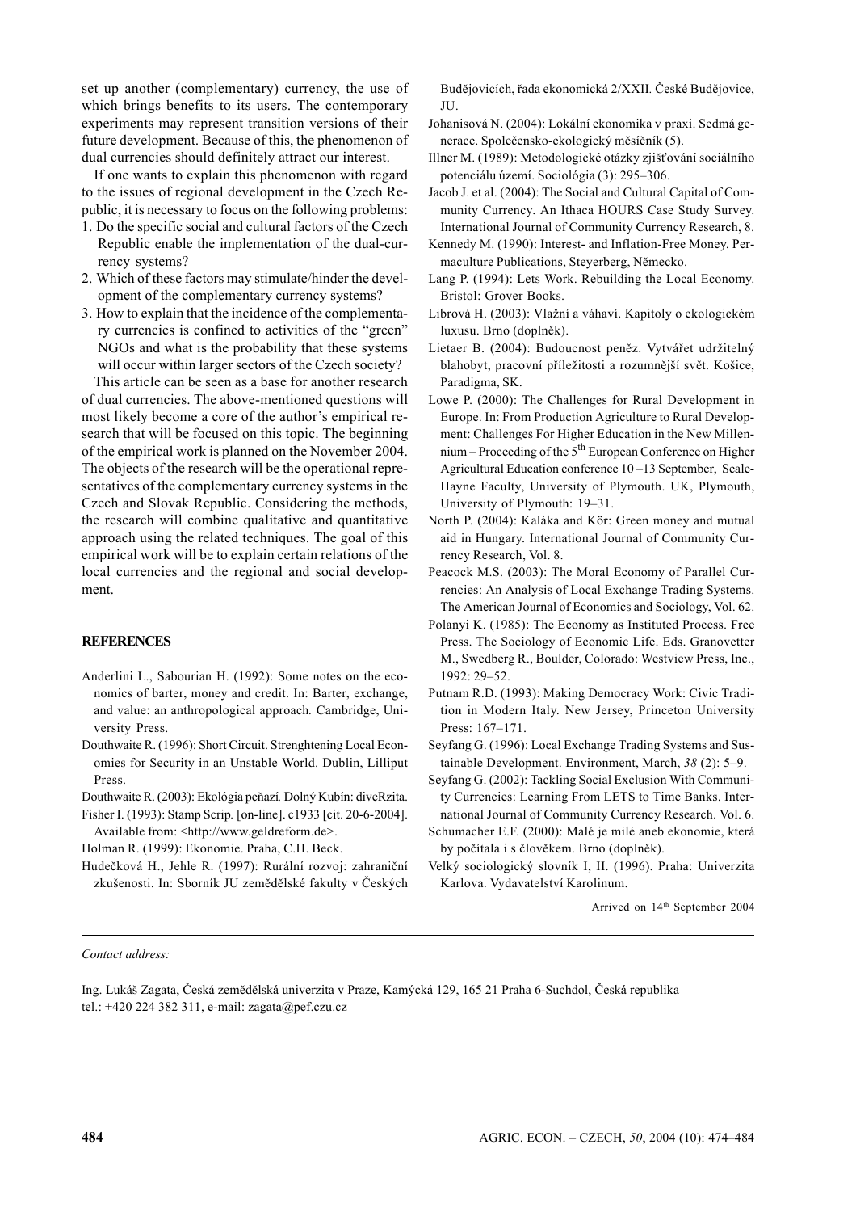set up another (complementary) currency, the use of which brings benefits to its users. The contemporary experiments may represent transition versions of their future development. Because of this, the phenomenon of dual currencies should definitely attract our interest.

If one wants to explain this phenomenon with regard to the issues of regional development in the Czech Republic, it is necessary to focus on the following problems:

1. Do the specific social and cultural factors of the Czech Republic enable the implementation of the dual-currency systems?
2. Which of these factors may stimulate/hinder the development of the complementary currency systems?
3. How to explain that the incidence of the complementary currencies is confined to activities of the "green" NGOs and what is the probability that these systems will occur within larger sectors of the Czech society?

This article can be seen as a base for another research of dual currencies. The above-mentioned questions will most likely become a core of the author's empirical research that will be focused on this topic. The beginning of the empirical work is planned on the November 2004. The objects of the research will be the operational representatives of the complementary currency systems in the Czech and Slovak Republic. Considering the methods, the research will combine qualitative and quantitative approach using the related techniques. The goal of this empirical work will be to explain certain relations of the local currencies and the regional and social development.

## REFERENCES

Anderlini L., Sabourian H. (1992): Some notes on the economics of barter, money and credit. In: Barter, exchange, and value: an anthropological approach*.* Cambridge, University Press.

Douthwaite R. (1996): Short Circuit. Strenghtening Local Economies for Security in an Unstable World. Dublin, Lilliput Press.

Douthwaite R. (2003): Ekológia peňazí*.* Dolný Kubín: diveRzita.

Fisher I. (1993): Stamp Scrip*.* [on-line]. c1933 [cit. 20-6-2004]. Available from: <http://www.geldreform.de>.

Holman R. (1999): Ekonomie. Praha, C.H. Beck.

Hudečková H., Jehle R. (1997): Rurální rozvoj: zahraniční zkušenosti. In: Sborník JU zemědělské fakulty v Českých Budějovicích, řada ekonomická 2/XXII*.* České Budějovice, JU.

Johanisová N. (2004): Lokální ekonomika v praxi. Sedmá generace. Společensko-ekologický měsíčník (5).

Illner M. (1989): Metodologické otázky zjišťování sociálního potenciálu území. Sociológia (3): 295–306.

Jacob J. et al. (2004): The Social and Cultural Capital of Community Currency. An Ithaca HOURS Case Study Survey. International Journal of Community Currency Research, 8.

Kennedy M. (1990): Interest- and Inflation-Free Money. Permaculture Publications, Steyerberg, Německo.

Lang P. (1994): Lets Work. Rebuilding the Local Economy. Bristol: Grover Books.

Librová H. (2003): Vlažní a váhaví. Kapitoly o ekologickém luxusu. Brno (doplněk).

Lietaer B. (2004): Budoucnost peněz. Vytvářet udržitelný blahobyt, pracovní příležitosti a rozumnější svět. Košice, Paradigma, SK.

Lowe P. (2000): The Challenges for Rural Development in Europe. In: From Production Agriculture to Rural Development: Challenges For Higher Education in the New Millennium – Proceeding of the 5th European Conference on Higher Agricultural Education conference 10–13 September, Seale-Hayne Faculty, University of Plymouth. UK, Plymouth, University of Plymouth: 19–31.

North P. (2004): Kaláka and Kör: Green money and mutual aid in Hungary. International Journal of Community Currency Research, Vol. 8.

Peacock M.S. (2003): The Moral Economy of Parallel Currencies: An Analysis of Local Exchange Trading Systems. The American Journal of Economics and Sociology, Vol. 62.

Polanyi K. (1985): The Economy as Instituted Process. Free Press. The Sociology of Economic Life. Eds. Granovetter M., Swedberg R., Boulder, Colorado: Westview Press, Inc., 1992: 29–52.

Putnam R.D. (1993): Making Democracy Work: Civic Tradition in Modern Italy. New Jersey, Princeton University Press: 167–171.

Seyfang G. (1996): Local Exchange Trading Systems and Sustainable Development. Environment, March, *38* (2): 5–9.

Seyfang G. (2002): Tackling Social Exclusion With Community Currencies: Learning From LETS to Time Banks. International Journal of Community Currency Research. Vol. 6.

Schumacher E.F. (2000): Malé je milé aneb ekonomie, která by počítala i s člověkem. Brno (doplněk).

Velký sociologický slovník I, II. (1996). Praha: Univerzita Karlova. Vydavatelství Karolinum.

Arrived on 14th September 2004

*Contact address:*

Ing. Lukáš Zagata, Česká zemědělská univerzita v Praze, Kamýcká 129, 165 21 Praha 6-Suchdol, Česká republika
tel.: +420 224 382 311, e-mail: zagata@pef.czu.cz